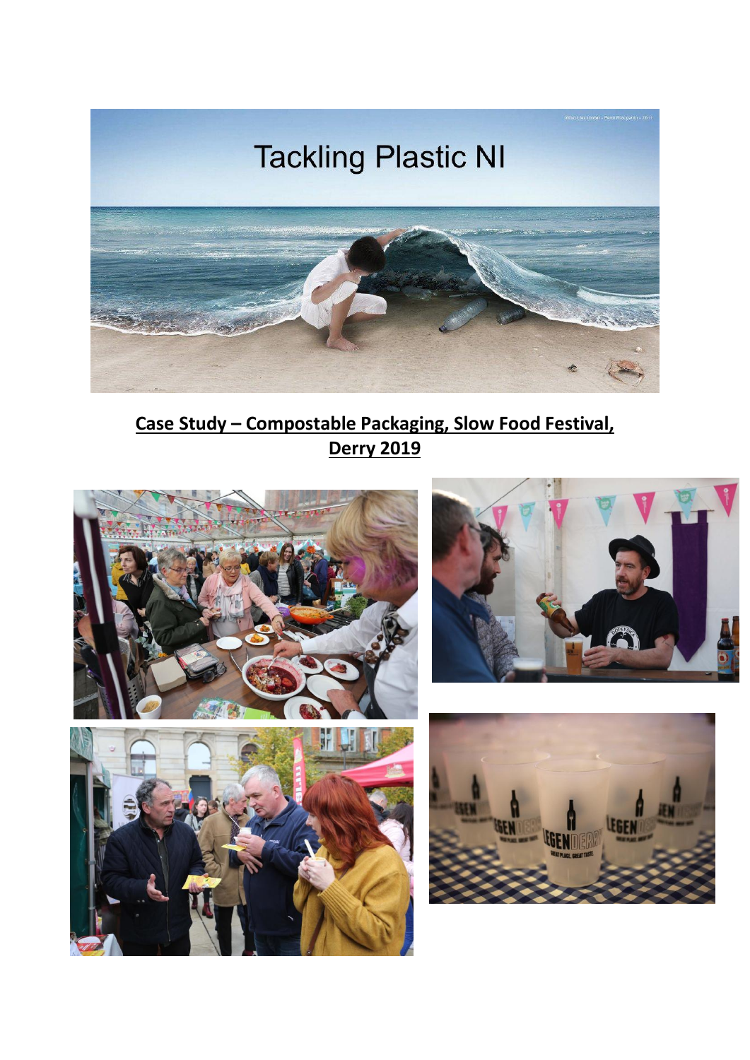# Tackling Plastic NI

## Case Study – Compostable Packaging, Slow Food Festival, Derry 2019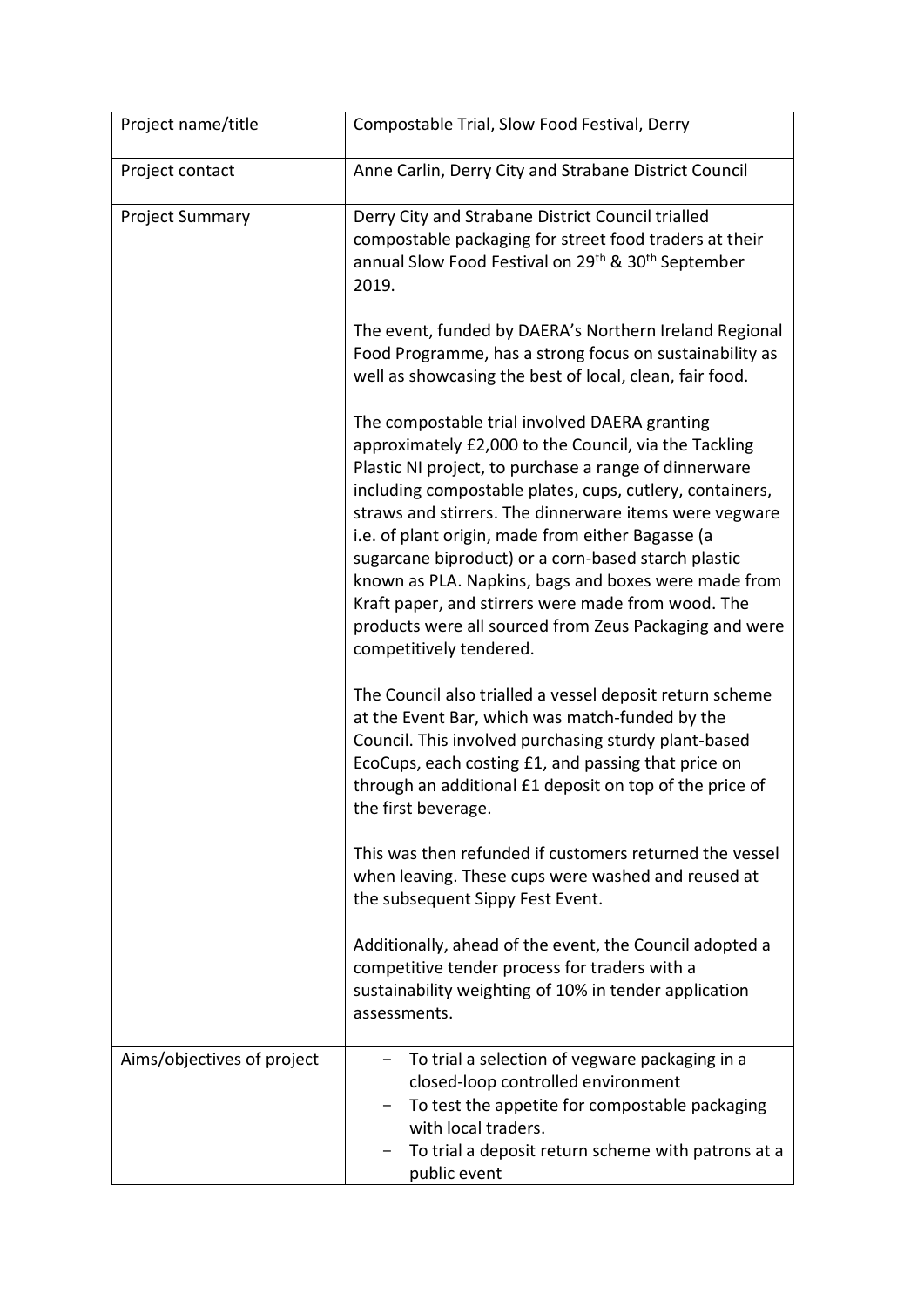| | |
|---|---|
| Project name/title | Compostable Trial, Slow Food Festival, Derry |
| Project contact | Anne Carlin, Derry City and Strabane District Council |
| Project Summary | Derry City and Strabane District Council trialled compostable packaging for street food traders at their annual Slow Food Festival on 29th & 30th September 2019.<br><br>The event, funded by DAERA's Northern Ireland Regional Food Programme, has a strong focus on sustainability as well as showcasing the best of local, clean, fair food.<br><br>The compostable trial involved DAERA granting approximately £2,000 to the Council, via the Tackling Plastic NI project, to purchase a range of dinnerware including compostable plates, cups, cutlery, containers, straws and stirrers. The dinnerware items were vegware i.e. of plant origin, made from either Bagasse (a sugarcane biproduct) or a corn-based starch plastic known as PLA. Napkins, bags and boxes were made from Kraft paper, and stirrers were made from wood. The products were all sourced from Zeus Packaging and were competitively tendered.<br><br>The Council also trialled a vessel deposit return scheme at the Event Bar, which was match-funded by the Council. This involved purchasing sturdy plant-based EcoCups, each costing £1, and passing that price on through an additional £1 deposit on top of the price of the first beverage.<br><br>This was then refunded if customers returned the vessel when leaving. These cups were washed and reused at the subsequent Sippy Fest Event.<br><br>Additionally, ahead of the event, the Council adopted a competitive tender process for traders with a sustainability weighting of 10% in tender application assessments. |
| Aims/objectives of project | - To trial a selection of vegware packaging in a closed-loop controlled environment<br>- To test the appetite for compostable packaging with local traders.<br>- To trial a deposit return scheme with patrons at a public event |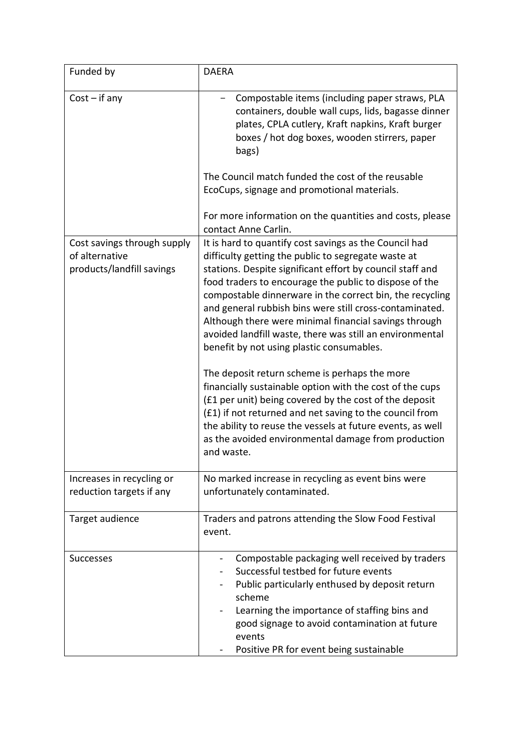| Funded by | DAERA |
| --- | --- |
| Cost – if any | - Compostable items (including paper straws, PLA containers, double wall cups, lids, bagasse dinner plates, CPLA cutlery, Kraft napkins, Kraft burger boxes / hot dog boxes, wooden stirrers, paper bags)<br><br>The Council match funded the cost of the reusable EcoCups, signage and promotional materials.<br><br>For more information on the quantities and costs, please contact Anne Carlin. |
| Cost savings through supply of alternative products/landfill savings | It is hard to quantify cost savings as the Council had difficulty getting the public to segregate waste at stations. Despite significant effort by council staff and food traders to encourage the public to dispose of the compostable dinnerware in the correct bin, the recycling and general rubbish bins were still cross-contaminated. Although there were minimal financial savings through avoided landfill waste, there was still an environmental benefit by not using plastic consumables.<br><br>The deposit return scheme is perhaps the more financially sustainable option with the cost of the cups (£1 per unit) being covered by the cost of the deposit (£1) if not returned and net saving to the council from the ability to reuse the vessels at future events, as well as the avoided environmental damage from production and waste. |
| Increases in recycling or reduction targets if any | No marked increase in recycling as event bins were unfortunately contaminated. |
| Target audience | Traders and patrons attending the Slow Food Festival event. |
| Successes | - Compostable packaging well received by traders<br>- Successful testbed for future events<br>- Public particularly enthused by deposit return scheme<br>- Learning the importance of staffing bins and good signage to avoid contamination at future events<br>- Positive PR for event being sustainable |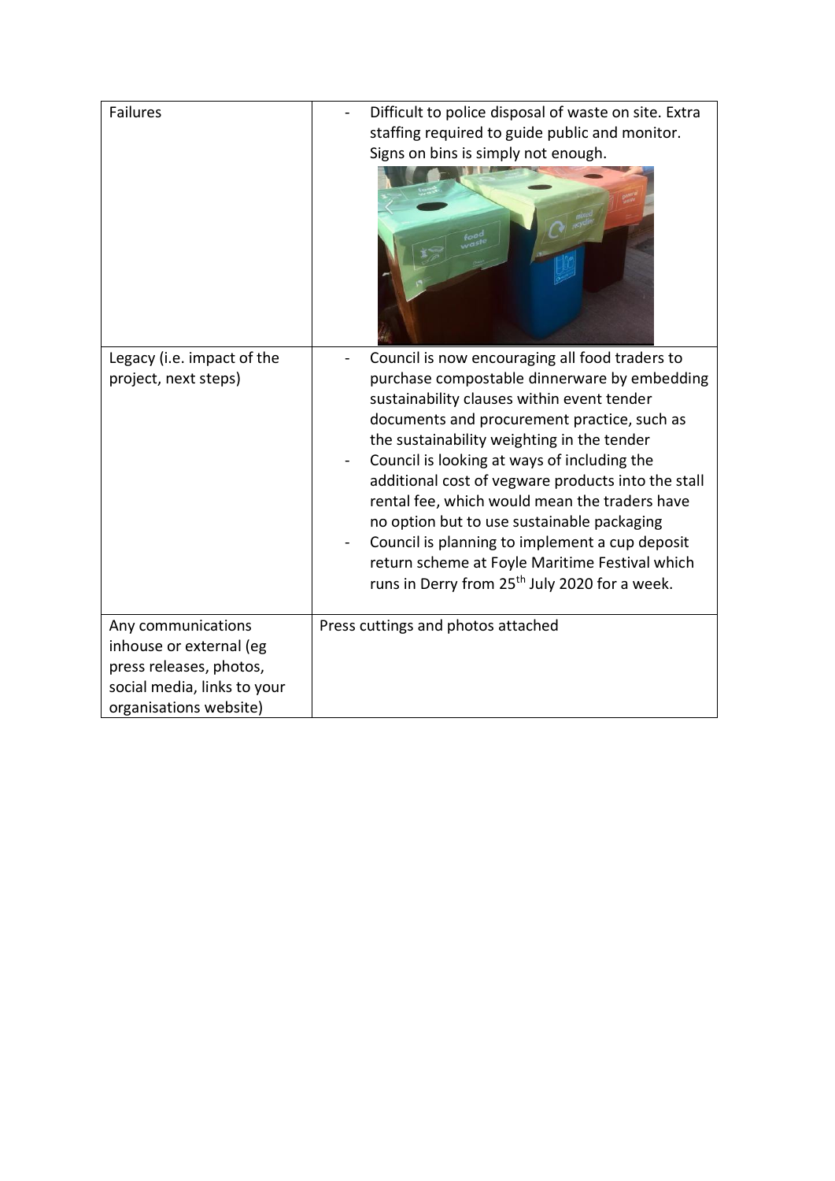| | |
|---|---|
| Failures | - Difficult to police disposal of waste on site. Extra staffing required to guide public and monitor. Signs on bins is simply not enough. |
| Legacy (i.e. impact of the project, next steps) | - Council is now encouraging all food traders to purchase compostable dinnerware by embedding sustainability clauses within event tender documents and procurement practice, such as the sustainability weighting in the tender<br>- Council is looking at ways of including the additional cost of vegware products into the stall rental fee, which would mean the traders have no option but to use sustainable packaging<br>- Council is planning to implement a cup deposit return scheme at Foyle Maritime Festival which runs in Derry from 25th July 2020 for a week. |
| Any communications inhouse or external (eg press releases, photos, social media, links to your organisations website) | Press cuttings and photos attached |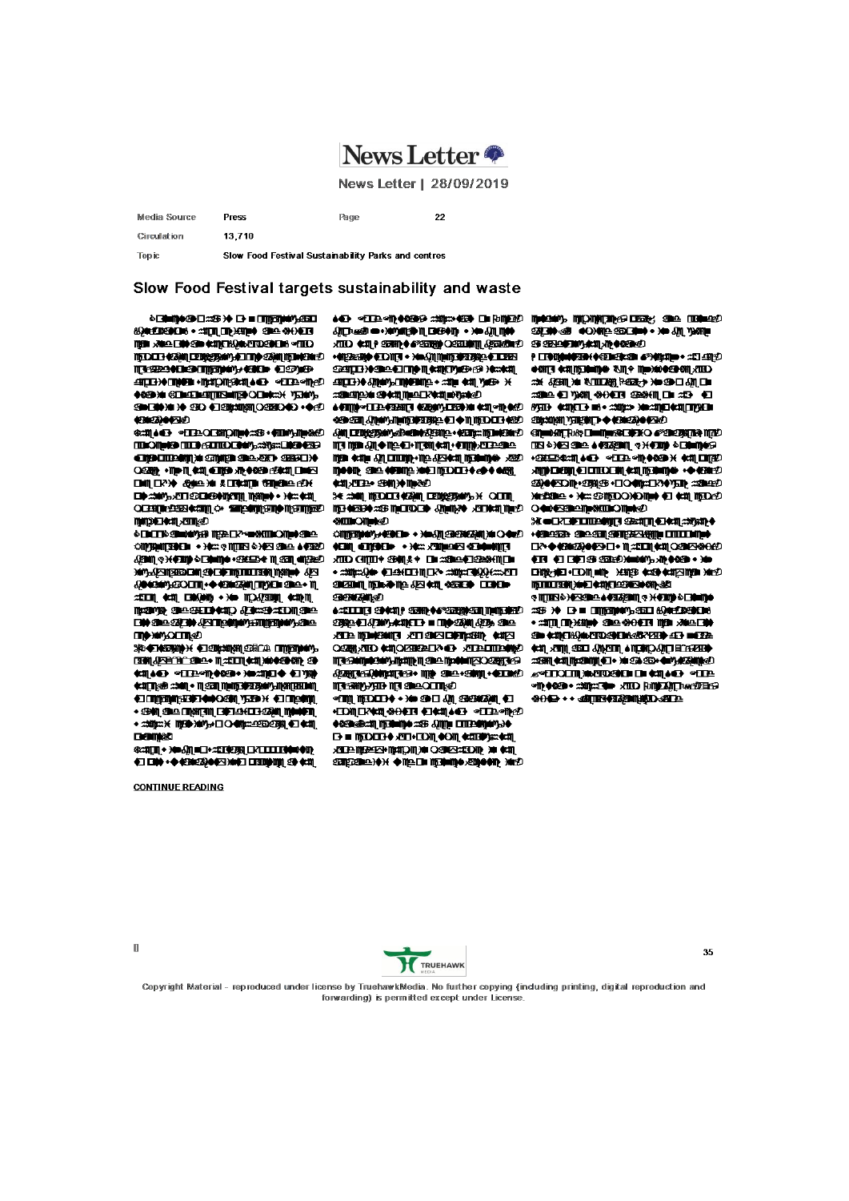# News Letter

News Letter | 28/09/2019

| | | | |
|---|---|---|---|
| Media Source | Press | Page | 22 |
| Circulation | 13,710 | | |
| Topic | Slow Food Festival Sustainability Parks and centres | | |

## Slow Food Festival targets sustainability and waste

CONTINUE READING

Copyright Material - reproduced under license by TruehawkMedia. No further copying (including printing, digital reproduction and forwarding) is permitted except under License.